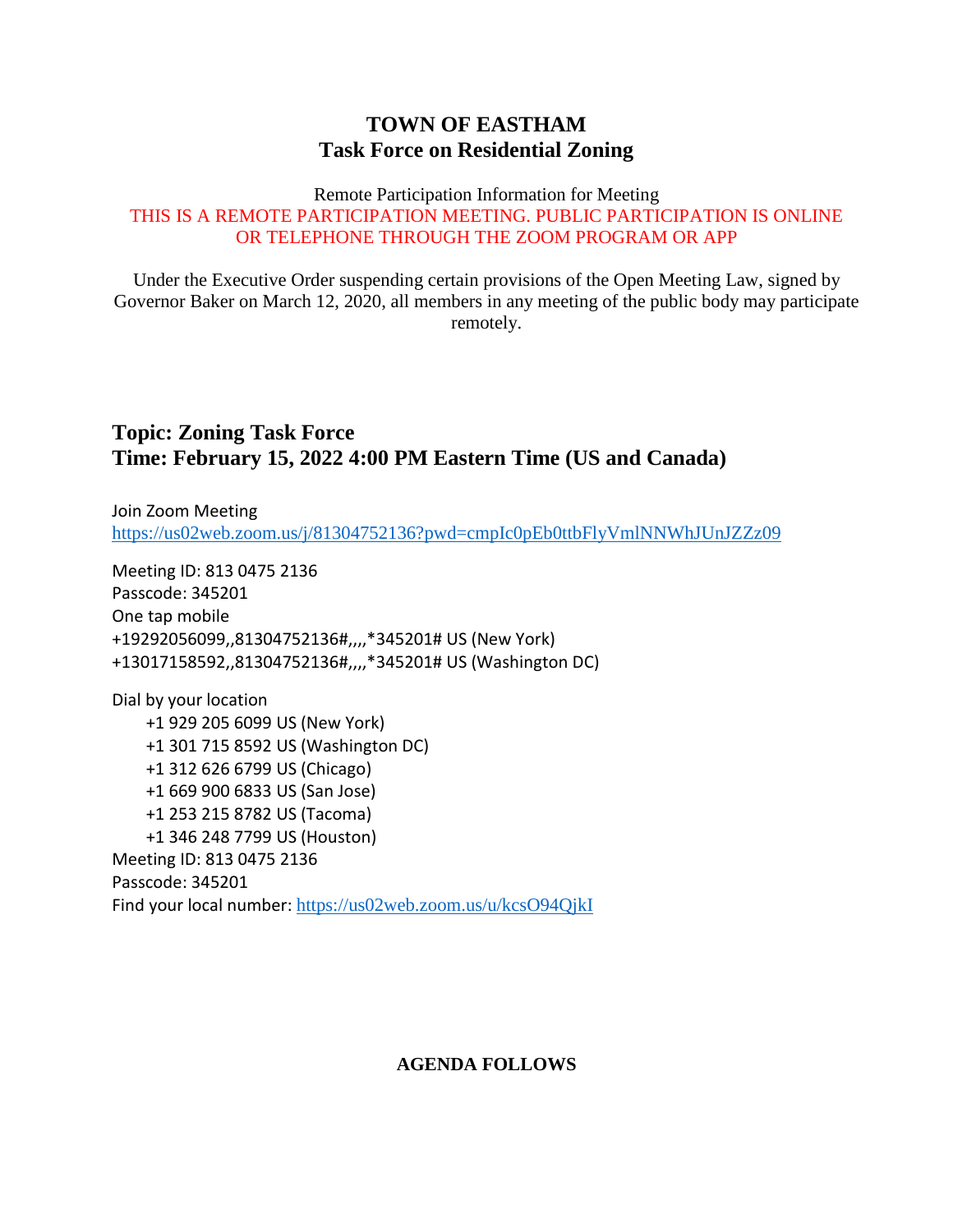# TOWN OF EASTHAM
## Task Force on Residential Zoning

Remote Participation Information for Meeting

THIS IS A REMOTE PARTICIPATION MEETING. PUBLIC PARTICIPATION IS ONLINE OR TELEPHONE THROUGH THE ZOOM PROGRAM OR APP

Under the Executive Order suspending certain provisions of the Open Meeting Law, signed by Governor Baker on March 12, 2020, all members in any meeting of the public body may participate remotely.

**Topic: Zoning Task Force**
**Time: February 15, 2022 4:00 PM Eastern Time (US and Canada)**

Join Zoom Meeting
https://us02web.zoom.us/j/81304752136?pwd=cmpIc0pEb0ttbFlyVmlNNWhJUnJZZz09

Meeting ID: 813 0475 2136
Passcode: 345201
One tap mobile
+19292056099,,81304752136#,,,,*345201# US (New York)
+13017158592,,81304752136#,,,,*345201# US (Washington DC)

Dial by your location
- +1 929 205 6099 US (New York)
- +1 301 715 8592 US (Washington DC)
- +1 312 626 6799 US (Chicago)
- +1 669 900 6833 US (San Jose)
- +1 253 215 8782 US (Tacoma)
- +1 346 248 7799 US (Houston)

Meeting ID: 813 0475 2136
Passcode: 345201
Find your local number: https://us02web.zoom.us/u/kcsO94QjkI

**AGENDA FOLLOWS**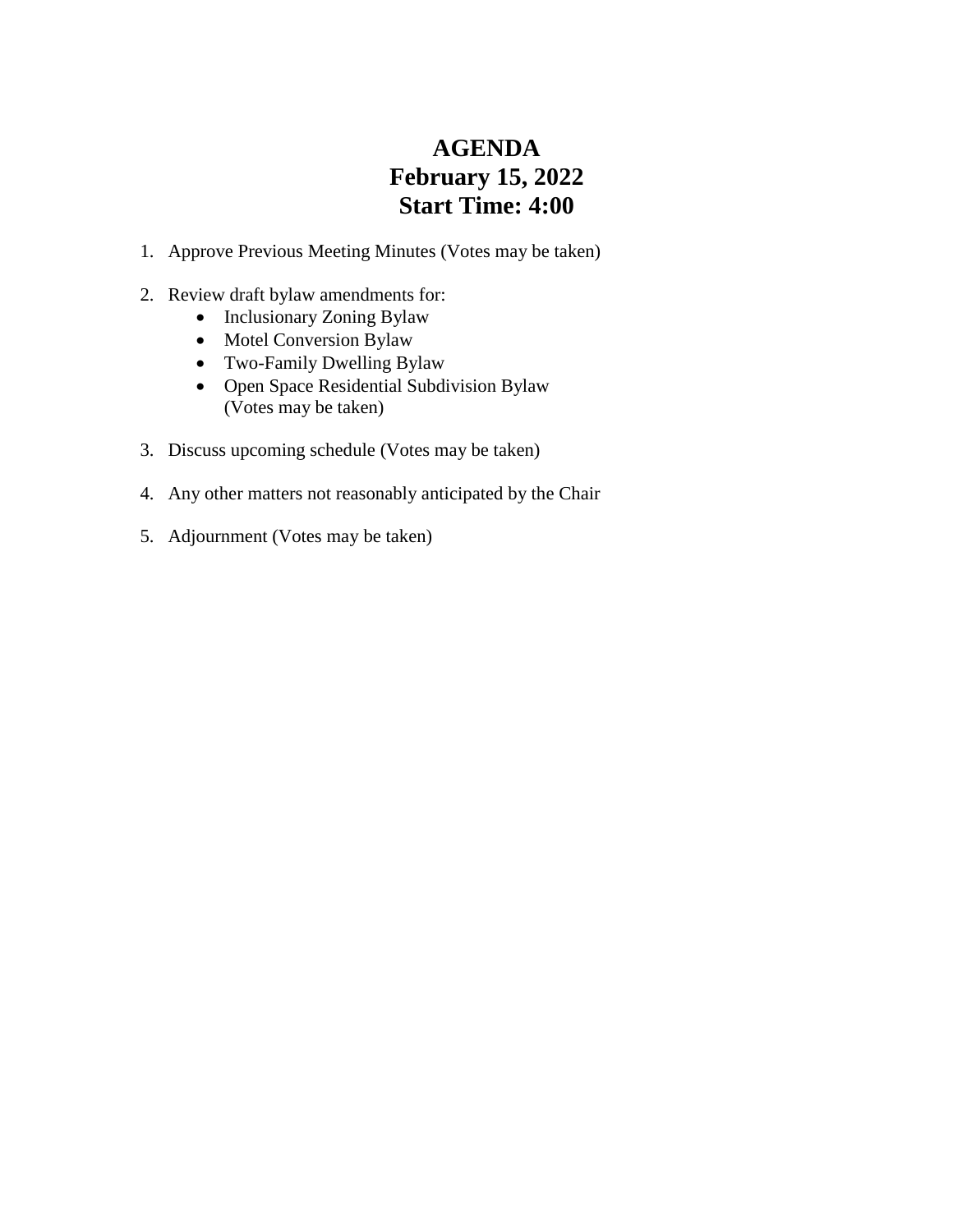# AGENDA
# February 15, 2022
# Start Time: 4:00

1. Approve Previous Meeting Minutes (Votes may be taken)

2. Review draft bylaw amendments for:
   - Inclusionary Zoning Bylaw
   - Motel Conversion Bylaw
   - Two-Family Dwelling Bylaw
   - Open Space Residential Subdivision Bylaw
     (Votes may be taken)

3. Discuss upcoming schedule (Votes may be taken)

4. Any other matters not reasonably anticipated by the Chair

5. Adjournment (Votes may be taken)